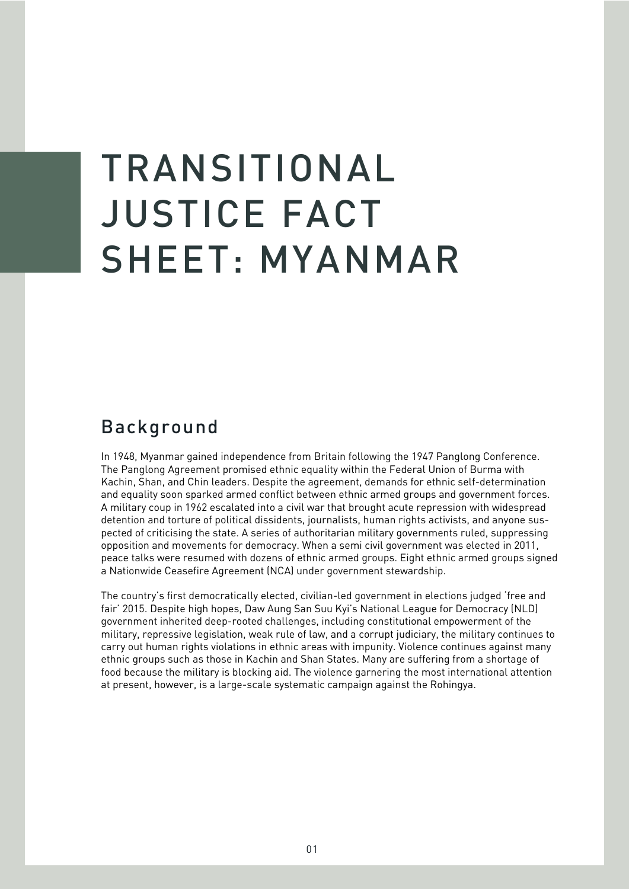# TRANSITIONAL JUSTICE FACT SHEET: MYANMAR

## Background

In 1948, Myanmar gained independence from Britain following the 1947 Panglong Conference. The Panglong Agreement promised ethnic equality within the Federal Union of Burma with Kachin, Shan, and Chin leaders. Despite the agreement, demands for ethnic self-determination and equality soon sparked armed conflict between ethnic armed groups and government forces. A military coup in 1962 escalated into a civil war that brought acute repression with widespread detention and torture of political dissidents, journalists, human rights activists, and anyone suspected of criticising the state. A series of authoritarian military governments ruled, suppressing opposition and movements for democracy. When a semi civil government was elected in 2011, peace talks were resumed with dozens of ethnic armed groups. Eight ethnic armed groups signed a Nationwide Ceasefire Agreement (NCA) under government stewardship.

The country's first democratically elected, civilian-led government in elections judged 'free and fair' 2015. Despite high hopes, Daw Aung San Suu Kyi's National League for Democracy (NLD) government inherited deep-rooted challenges, including constitutional empowerment of the military, repressive legislation, weak rule of law, and a corrupt judiciary, the military continues to carry out human rights violations in ethnic areas with impunity. Violence continues against many ethnic groups such as those in Kachin and Shan States. Many are suffering from a shortage of food because the military is blocking aid. The violence garnering the most international attention at present, however, is a large-scale systematic campaign against the Rohingya.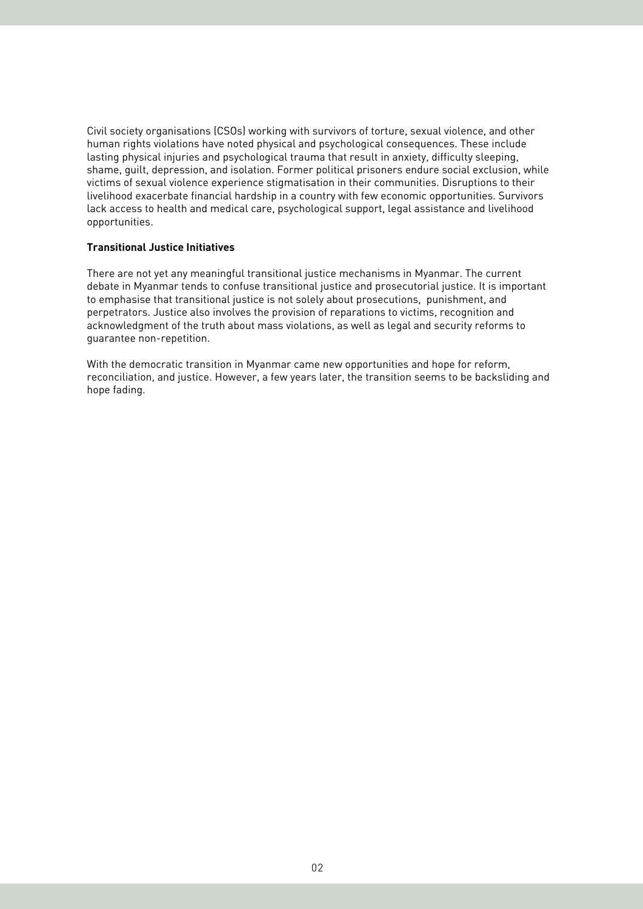Civil society organisations (CSOs) working with survivors of torture, sexual violence, and other human rights violations have noted physical and psychological consequences. These include lasting physical injuries and psychological trauma that result in anxiety, difficulty sleeping, shame, guilt, depression, and isolation. Former political prisoners endure social exclusion, while victims of sexual violence experience stigmatisation in their communities. Disruptions to their livelihood exacerbate financial hardship in a country with few economic opportunities. Survivors lack access to health and medical care, psychological support, legal assistance and livelihood opportunities.

**Transitional Justice Initiatives**

There are not yet any meaningful transitional justice mechanisms in Myanmar. The current debate in Myanmar tends to confuse transitional justice and prosecutorial justice. It is important to emphasise that transitional justice is not solely about prosecutions, punishment, and perpetrators. Justice also involves the provision of reparations to victims, recognition and acknowledgment of the truth about mass violations, as well as legal and security reforms to guarantee non-repetition.

With the democratic transition in Myanmar came new opportunities and hope for reform, reconciliation, and justice. However, a few years later, the transition seems to be backsliding and hope fading.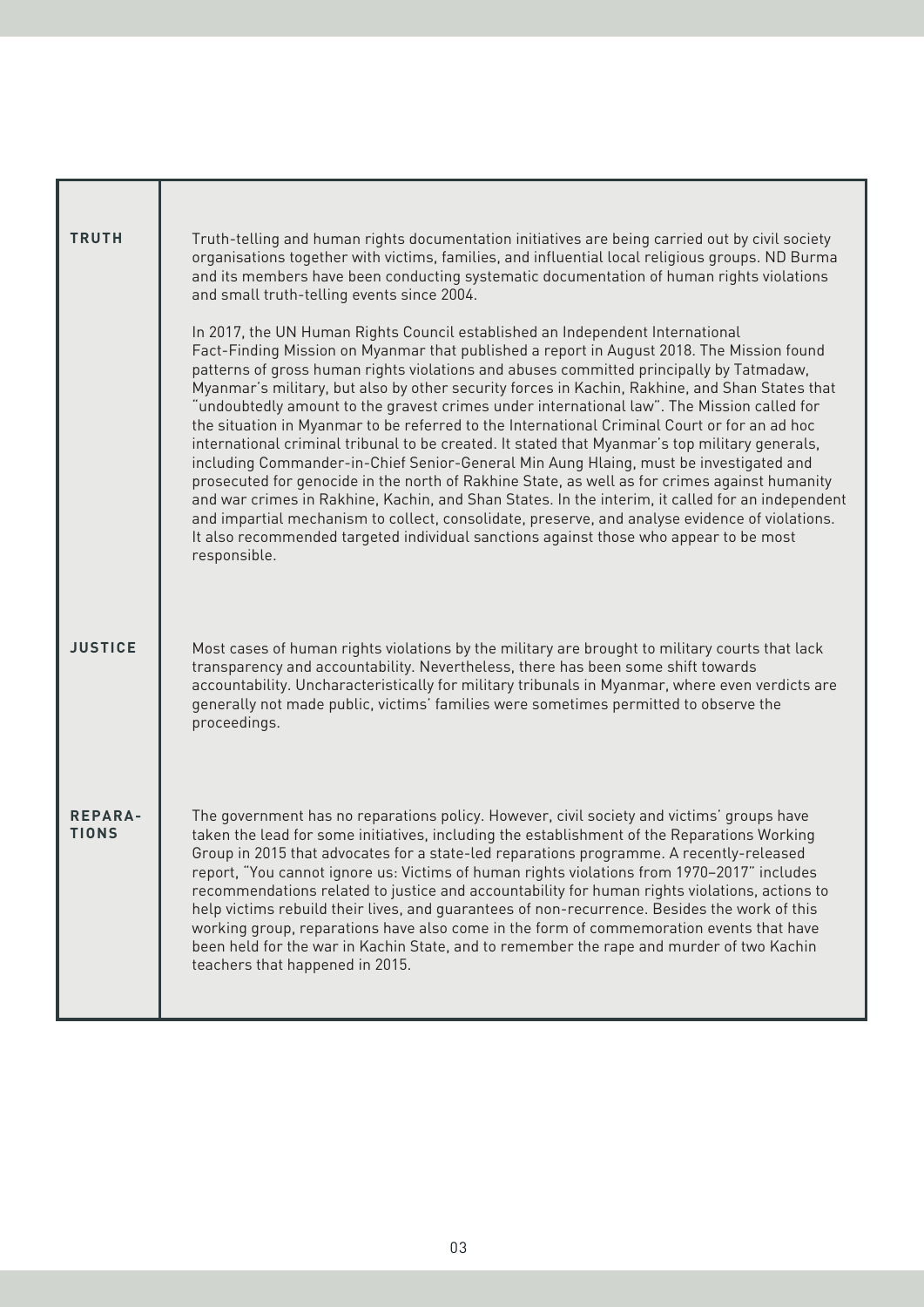| | |
|---|---|
| **TRUTH** | Truth-telling and human rights documentation initiatives are being carried out by civil society organisations together with victims, families, and influential local religious groups. ND Burma and its members have been conducting systematic documentation of human rights violations and small truth-telling events since 2004.<br><br>In 2017, the UN Human Rights Council established an Independent International Fact-Finding Mission on Myanmar that published a report in August 2018. The Mission found patterns of gross human rights violations and abuses committed principally by Tatmadaw, Myanmar's military, but also by other security forces in Kachin, Rakhine, and Shan States that "undoubtedly amount to the gravest crimes under international law". The Mission called for the situation in Myanmar to be referred to the International Criminal Court or for an ad hoc international criminal tribunal to be created. It stated that Myanmar's top military generals, including Commander-in-Chief Senior-General Min Aung Hlaing, must be investigated and prosecuted for genocide in the north of Rakhine State, as well as for crimes against humanity and war crimes in Rakhine, Kachin, and Shan States. In the interim, it called for an independent and impartial mechanism to collect, consolidate, preserve, and analyse evidence of violations. It also recommended targeted individual sanctions against those who appear to be most responsible. |
| **JUSTICE** | Most cases of human rights violations by the military are brought to military courts that lack transparency and accountability. Nevertheless, there has been some shift towards accountability. Uncharacteristically for military tribunals in Myanmar, where even verdicts are generally not made public, victims' families were sometimes permitted to observe the proceedings. |
| **REPARATIONS** | The government has no reparations policy. However, civil society and victims' groups have taken the lead for some initiatives, including the establishment of the Reparations Working Group in 2015 that advocates for a state-led reparations programme. A recently-released report, "You cannot ignore us: Victims of human rights violations from 1970–2017" includes recommendations related to justice and accountability for human rights violations, actions to help victims rebuild their lives, and guarantees of non-recurrence. Besides the work of this working group, reparations have also come in the form of commemoration events that have been held for the war in Kachin State, and to remember the rape and murder of two Kachin teachers that happened in 2015. |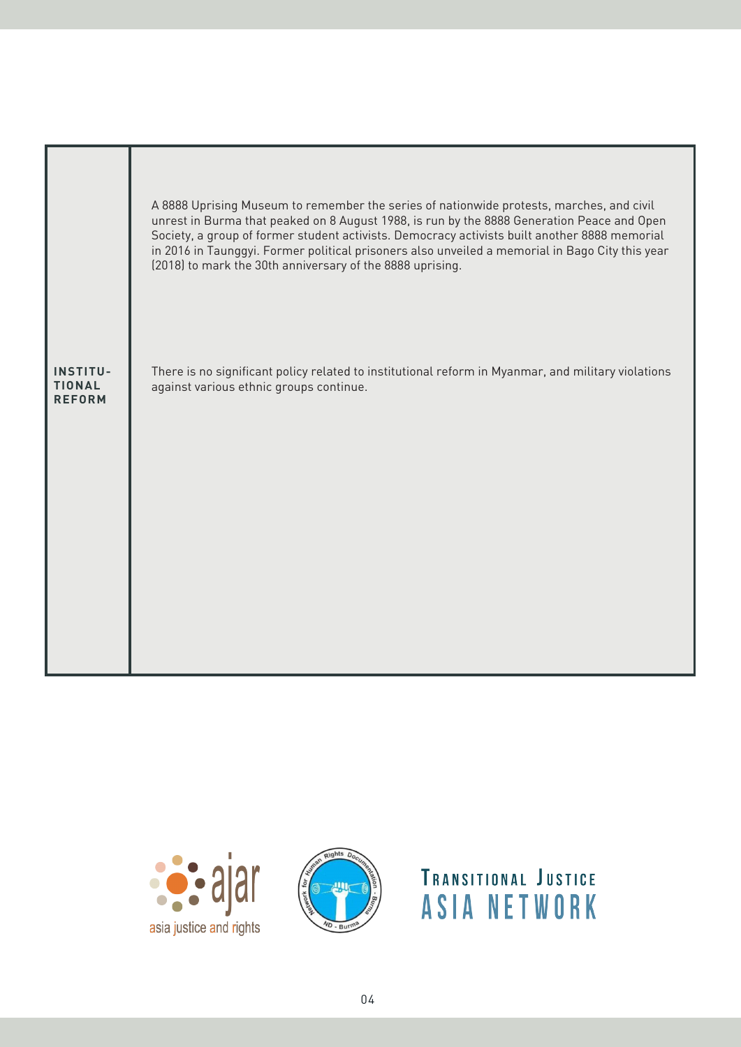| | |
|---|---|
| | A 8888 Uprising Museum to remember the series of nationwide protests, marches, and civil unrest in Burma that peaked on 8 August 1988, is run by the 8888 Generation Peace and Open Society, a group of former student activists. Democracy activists built another 8888 memorial in 2016 in Taunggyi. Former political prisoners also unveiled a memorial in Bago City this year (2018) to mark the 30th anniversary of the 8888 uprising. |
| **INSTITU-TIONAL REFORM** | There is no significant policy related to institutional reform in Myanmar, and military violations against various ethnic groups continue. |

ajar
asia justice and rights

Network for Human Rights Documentation - Burma
ND - Burma

TRANSITIONAL JUSTICE
ASIA NETWORK